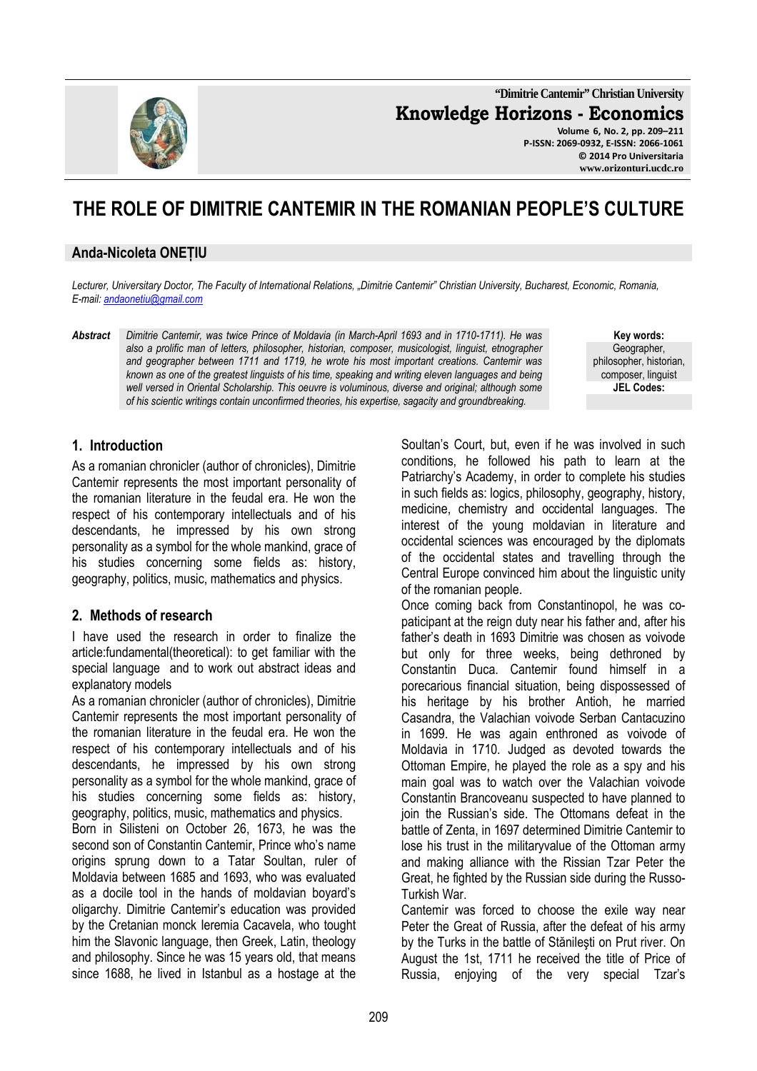# THE ROLE OF DIMITRIE CANTEMIR IN THE ROMANIAN PEOPLE'S CULTURE

**Anda-Nicoleta ONEȚIU**

*Lecturer, Universitary Doctor, The Faculty of International Relations, „Dimitrie Cantemir" Christian University, Bucharest, Economic, Romania, E-mail: andaonetiu@gmail.com*

***Abstract*** *Dimitrie Cantemir, was twice Prince of Moldavia (in March-April 1693 and in 1710-1711). He was also a prolific man of letters, philosopher, historian, composer, musicologist, linguist, etnographer and geographer between 1711 and 1719, he wrote his most important creations. Cantemir was known as one of the greatest linguists of his time, speaking and writing eleven languages and being well versed in Oriental Scholarship. This oeuvre is voluminous, diverse and original; although some of his scientic writings contain unconfirmed theories, his expertise, sagacity and groundbreaking.*

**Key words:** Geographer, philosopher, historian, composer, linguist

**JEL Codes:**

## 1. Introduction

As a romanian chronicler (author of chronicles), Dimitrie Cantemir represents the most important personality of the romanian literature in the feudal era. He won the respect of his contemporary intellectuals and of his descendants, he impressed by his own strong personality as a symbol for the whole mankind, grace of his studies concerning some fields as: history, geography, politics, music, mathematics and physics.

## 2. Methods of research

I have used the research in order to finalize the article:fundamental(theoretical): to get familiar with the special language and to work out abstract ideas and explanatory models

As a romanian chronicler (author of chronicles), Dimitrie Cantemir represents the most important personality of the romanian literature in the feudal era. He won the respect of his contemporary intellectuals and of his descendants, he impressed by his own strong personality as a symbol for the whole mankind, grace of his studies concerning some fields as: history, geography, politics, music, mathematics and physics.

Born in Silisteni on October 26, 1673, he was the second son of Constantin Cantemir, Prince who's name origins sprung down to a Tatar Soultan, ruler of Moldavia between 1685 and 1693, who was evaluated as a docile tool in the hands of moldavian boyard's oligarchy. Dimitrie Cantemir's education was provided by the Cretanian monck Ieremia Cacavela, who tought him the Slavonic language, then Greek, Latin, theology and philosophy. Since he was 15 years old, that means since 1688, he lived in Istanbul as a hostage at the Soultan's Court, but, even if he was involved in such conditions, he followed his path to learn at the Patriarchy's Academy, in order to complete his studies in such fields as: logics, philosophy, geography, history, medicine, chemistry and occidental languages. The interest of the young moldavian in literature and occidental sciences was encouraged by the diplomats of the occidental states and travelling through the Central Europe convinced him about the linguistic unity of the romanian people.

Once coming back from Constantinopol, he was co-paticipant at the reign duty near his father and, after his father's death in 1693 Dimitrie was chosen as voivode but only for three weeks, being dethroned by Constantin Duca. Cantemir found himself in a porecarious financial situation, being dispossessed of his heritage by his brother Antioh, he married Casandra, the Valachian voivode Serban Cantacuzino in 1699. He was again enthroned as voivode of Moldavia in 1710. Judged as devoted towards the Ottoman Empire, he played the role as a spy and his main goal was to watch over the Valachian voivode Constantin Brancoveanu suspected to have planned to join the Russian's side. The Ottomans defeat in the battle of Zenta, in 1697 determined Dimitrie Cantemir to lose his trust in the militaryvalue of the Ottoman army and making alliance with the Rissian Tzar Peter the Great, he fighted by the Russian side during the Russo-Turkish War.

Cantemir was forced to choose the exile way near Peter the Great of Russia, after the defeat of his army by the Turks in the battle of Stănileşti on Prut river. On August the 1st, 1711 he received the title of Price of Russia, enjoying of the very special Tzar's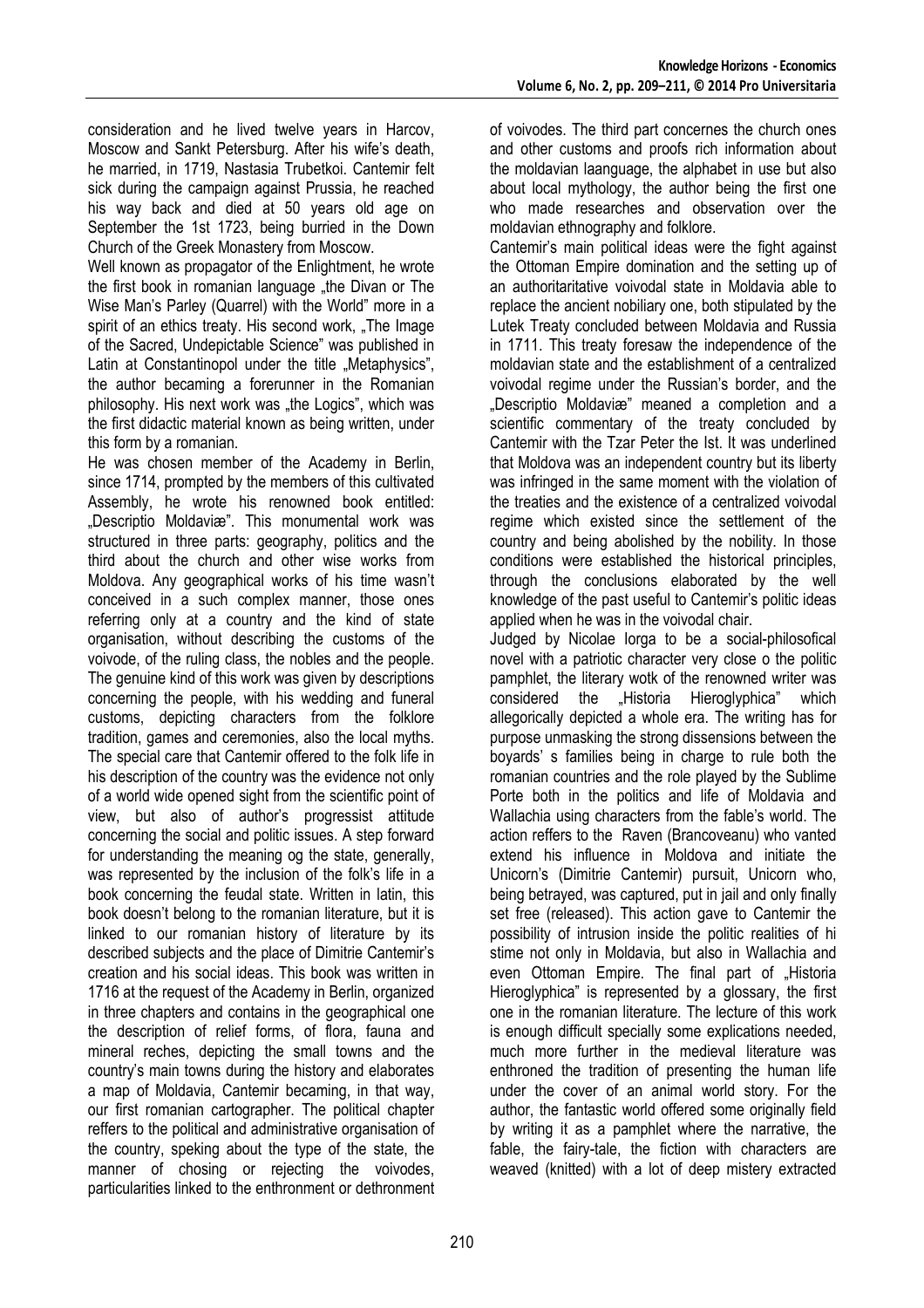consideration and he lived twelve years in Harcov, Moscow and Sankt Petersburg. After his wife's death, he married, in 1719, Nastasia Trubetkoi. Cantemir felt sick during the campaign against Prussia, he reached his way back and died at 50 years old age on September the 1st 1723, being burried in the Down Church of the Greek Monastery from Moscow.

Well known as propagator of the Enlightment, he wrote the first book in romanian language „the Divan or The Wise Man's Parley (Quarrel) with the World" more in a spirit of an ethics treaty. His second work, „The Image of the Sacred, Undepictable Science" was published in Latin at Constantinopol under the title „Metaphysics", the author becaming a forerunner in the Romanian philosophy. His next work was „the Logics", which was the first didactic material known as being written, under this form by a romanian.

He was chosen member of the Academy in Berlin, since 1714, prompted by the members of this cultivated Assembly, he wrote his renowned book entitled: „Descriptio Moldaviæ". This monumental work was structured in three parts: geography, politics and the third about the church and other wise works from Moldova. Any geographical works of his time wasn't conceived in a such complex manner, those ones referring only at a country and the kind of state organisation, without describing the customs of the voivode, of the ruling class, the nobles and the people. The genuine kind of this work was given by descriptions concerning the people, with his wedding and funeral customs, depicting characters from the folklore tradition, games and ceremonies, also the local myths. The special care that Cantemir offered to the folk life in his description of the country was the evidence not only of a world wide opened sight from the scientific point of view, but also of author's progressist attitude concerning the social and politic issues. A step forward for understanding the meaning og the state, generally, was represented by the inclusion of the folk's life in a book concerning the feudal state. Written in latin, this book doesn't belong to the romanian literature, but it is linked to our romanian history of literature by its described subjects and the place of Dimitrie Cantemir's creation and his social ideas. This book was written in 1716 at the request of the Academy in Berlin, organized in three chapters and contains in the geographical one the description of relief forms, of flora, fauna and mineral reches, depicting the small towns and the country's main towns during the history and elaborates a map of Moldavia, Cantemir becaming, in that way, our first romanian cartographer. The political chapter reffers to the political and administrative organisation of the country, speking about the type of the state, the manner of chosing or rejecting the voivodes, particularities linked to the enthronment or dethronment of voivodes. The third part concernes the church ones and other customs and proofs rich information about the moldavian laanguage, the alphabet in use but also about local mythology, the author being the first one who made researches and observation over the moldavian ethnography and folklore.

Cantemir's main political ideas were the fight against the Ottoman Empire domination and the setting up of an authoritaritative voivodal state in Moldavia able to replace the ancient nobiliary one, both stipulated by the Lutek Treaty concluded between Moldavia and Russia in 1711. This treaty foresaw the independence of the moldavian state and the establishment of a centralized voivodal regime under the Russian's border, and the „Descriptio Moldaviæ" meaned a completion and a scientific commentary of the treaty concluded by Cantemir with the Tzar Peter the Ist. It was underlined that Moldova was an independent country but its liberty was infringed in the same moment with the violation of the treaties and the existence of a centralized voivodal regime which existed since the settlement of the country and being abolished by the nobility. In those conditions were established the historical principles, through the conclusions elaborated by the well knowledge of the past useful to Cantemir's politic ideas applied when he was in the voivodal chair.

Judged by Nicolae Iorga to be a social-philosofical novel with a patriotic character very close o the politic pamphlet, the literary wotk of the renowned writer was considered the „Historia Hieroglyphica" which allegorically depicted a whole era. The writing has for purpose unmasking the strong dissensions between the boyards' s families being in charge to rule both the romanian countries and the role played by the Sublime Porte both in the politics and life of Moldavia and Wallachia using characters from the fable's world. The action reffers to the Raven (Brancoveanu) who vanted extend his influence in Moldova and initiate the Unicorn's (Dimitrie Cantemir) pursuit, Unicorn who, being betrayed, was captured, put in jail and only finally set free (released). This action gave to Cantemir the possibility of intrusion inside the politic realities of hi stime not only in Moldavia, but also in Wallachia and even Ottoman Empire. The final part of „Historia Hieroglyphica" is represented by a glossary, the first one in the romanian literature. The lecture of this work is enough difficult specially some explications needed, much more further in the medieval literature was enthroned the tradition of presenting the human life under the cover of an animal world story. For the author, the fantastic world offered some originally field by writing it as a pamphlet where the narrative, the fable, the fairy-tale, the fiction with characters are weaved (knitted) with a lot of deep mistery extracted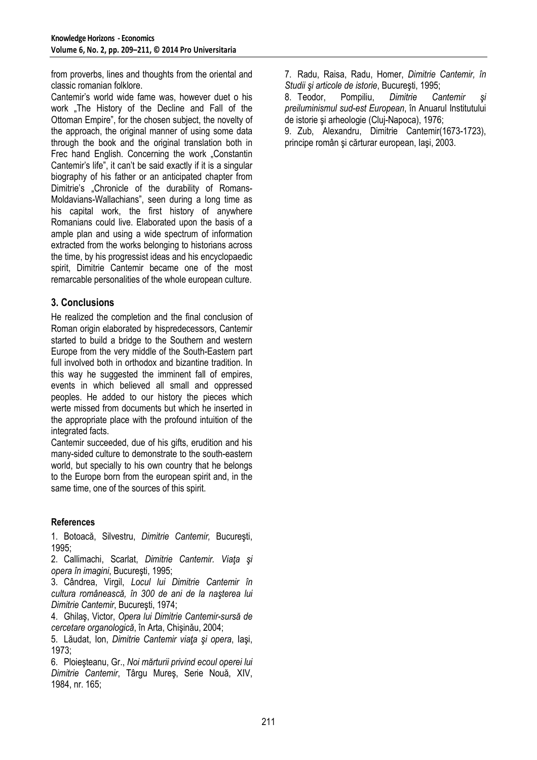from proverbs, lines and thoughts from the oriental and classic romanian folklore.

Cantemir's world wide fame was, however duet o his work „The History of the Decline and Fall of the Ottoman Empire", for the chosen subject, the novelty of the approach, the original manner of using some data through the book and the original translation both in Frec hand English. Concerning the work „Constantin Cantemir's life", it can't be said exactly if it is a singular biography of his father or an anticipated chapter from Dimitrie's „Chronicle of the durability of Romans-Moldavians-Wallachians", seen during a long time as his capital work, the first history of anywhere Romanians could live. Elaborated upon the basis of a ample plan and using a wide spectrum of information extracted from the works belonging to historians across the time, by his progressist ideas and his encyclopaedic spirit, Dimitrie Cantemir became one of the most remarcable personalities of the whole european culture.

## 3. Conclusions

He realized the completion and the final conclusion of Roman origin elaborated by hispredecessors, Cantemir started to build a bridge to the Southern and western Europe from the very middle of the South-Eastern part full involved both in orthodox and bizantine tradition. In this way he suggested the imminent fall of empires, events in which believed all small and oppressed peoples. He added to our history the pieces which werte missed from documents but which he inserted in the appropriate place with the profound intuition of the integrated facts.

Cantemir succeeded, due of his gifts, erudition and his many-sided culture to demonstrate to the south-eastern world, but specially to his own country that he belongs to the Europe born from the european spirit and, in the same time, one of the sources of this spirit.

### References

1. Botoacă, Silvestru, *Dimitrie Cantemir,* Bucureşti, 1995;
2. Callimachi, Scarlat, *Dimitrie Cantemir. Viaţa şi opera în imagini*, Bucureşti, 1995;
3. Cândrea, Virgil, *Locul lui Dimitrie Cantemir în cultura românească, în 300 de ani de la naşterea lui Dimitrie Cantemir*, Bucureşti, 1974;
4. Ghilaş, Victor, *Opera lui Dimitrie Cantemir-sursă de cercetare organologică*, în Arta, Chişinău, 2004;
5. Lăudat, Ion, *Dimitrie Cantemir viaţa şi opera*, Iaşi, 1973;
6. Ploieşteanu, Gr., *Noi mărturii privind ecoul operei lui Dimitrie Cantemir*, Târgu Mureş, Serie Nouă, XIV, 1984, nr. 165;
7. Radu, Raisa, Radu, Homer, *Dimitrie Cantemir, în Studii şi articole de istorie*, Bucureşti, 1995;
8. Teodor, Pompiliu, *Dimitrie Cantemir şi preiluminismul sud-est European*, în Anuarul Institutului de istorie şi arheologie (Cluj-Napoca), 1976;
9. Zub, Alexandru, Dimitrie Cantemir(1673-1723), principe român şi cărturar european, Iaşi, 2003.